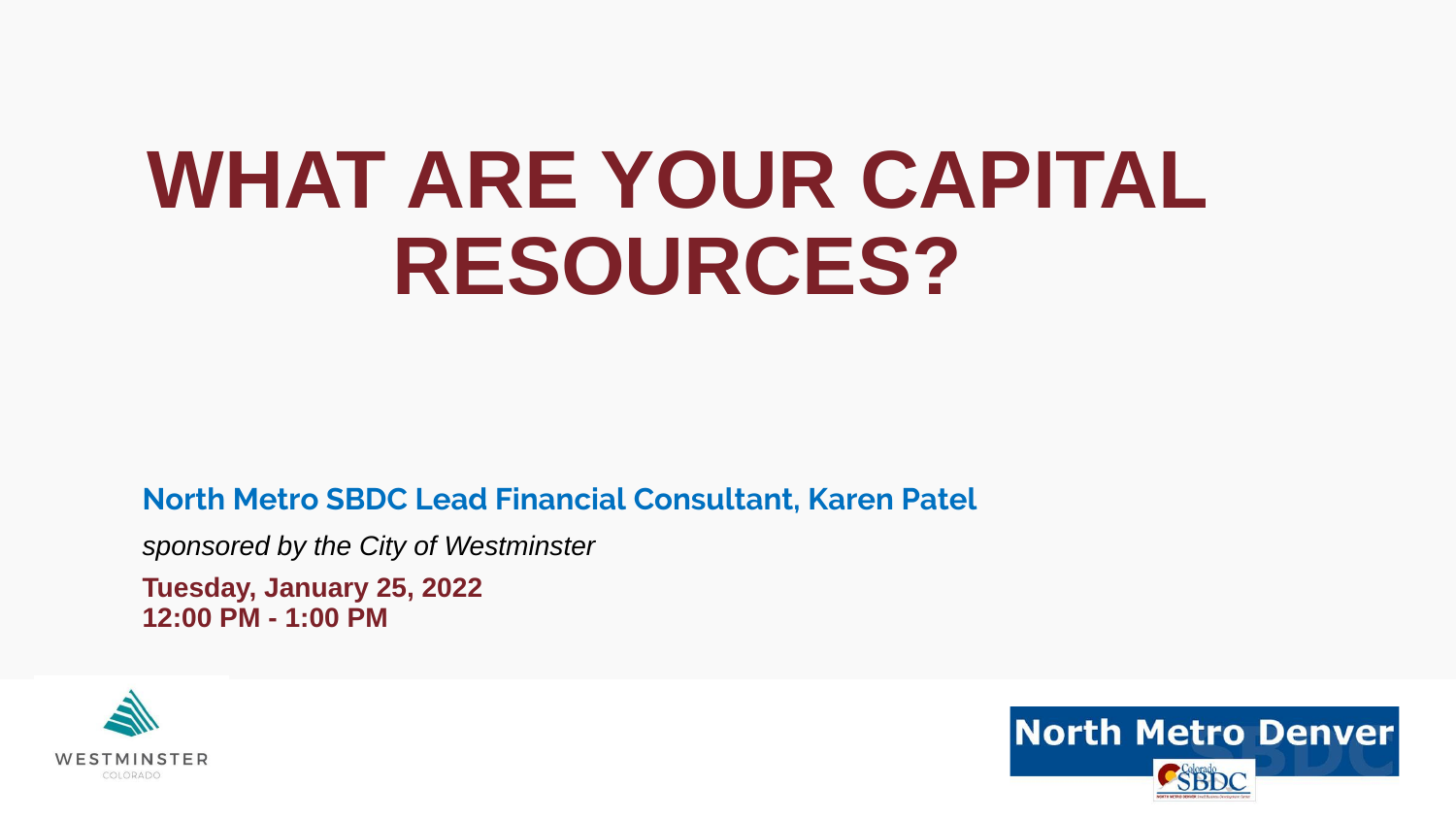# WHAT ARE YOUR CAPITAL RESOURCES?

**North Metro SBDC Lead Financial Consultant, Karen Patel**

*sponsored by the City of Westminster*

**Tuesday, January 25, 2022**
**12:00 PM - 1:00 PM**

WESTMINSTER
COLORADO

North Metro Denver
Colorado SBDC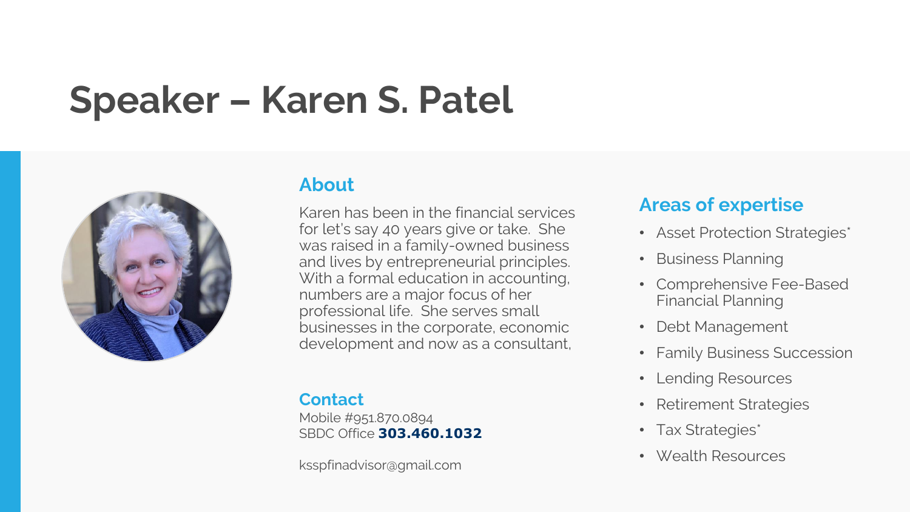# Speaker – Karen S. Patel

## About

Karen has been in the financial services for let's say 40 years give or take. She was raised in a family-owned business and lives by entrepreneurial principles. With a formal education in accounting, numbers are a major focus of her professional life. She serves small businesses in the corporate, economic development and now as a consultant,

## Contact

Mobile #951.870.0894
SBDC Office **303.460.1032**

ksspfinadvisor@gmail.com

## Areas of expertise

- Asset Protection Strategies*
- Business Planning
- Comprehensive Fee-Based Financial Planning
- Debt Management
- Family Business Succession
- Lending Resources
- Retirement Strategies
- Tax Strategies*
- Wealth Resources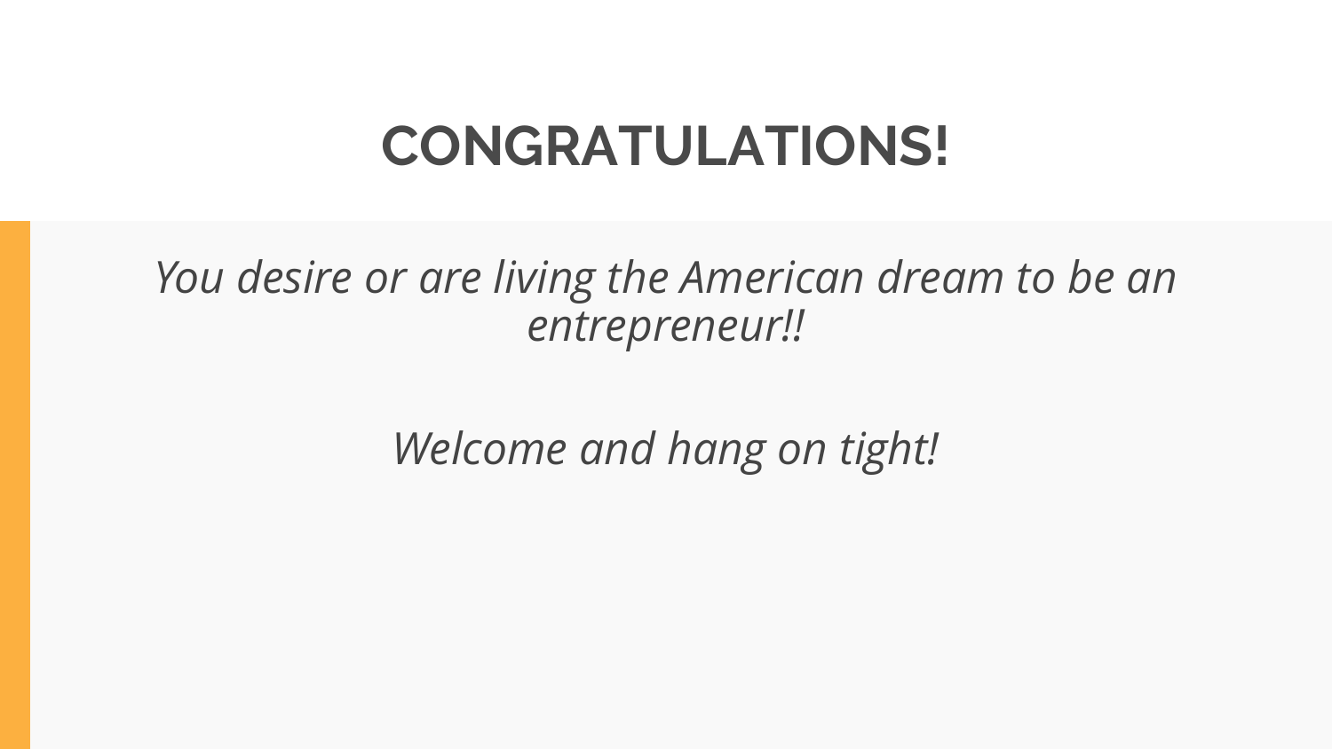# CONGRATULATIONS!

*You desire or are living the American dream to be an entrepreneur!!*

*Welcome and hang on tight!*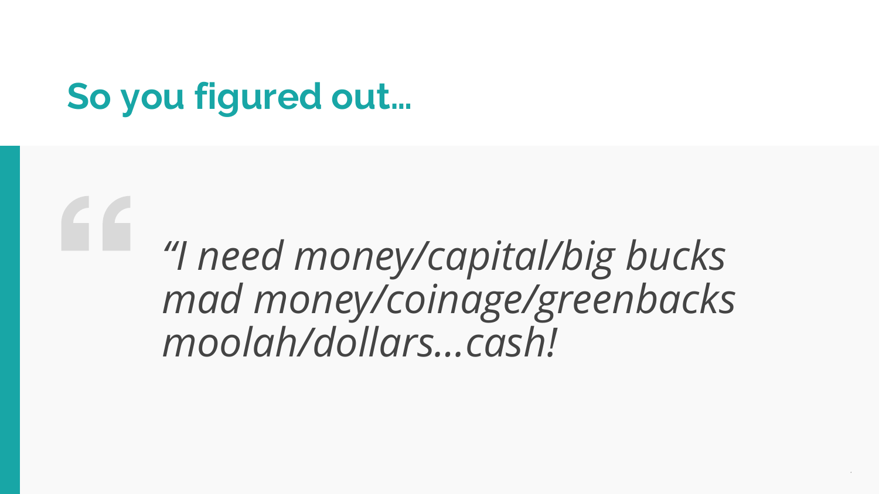## So you figured out...

> *"I need money/capital/big bucks*
> *mad money/coinage/greenbacks*
> *moolah/dollars...cash!*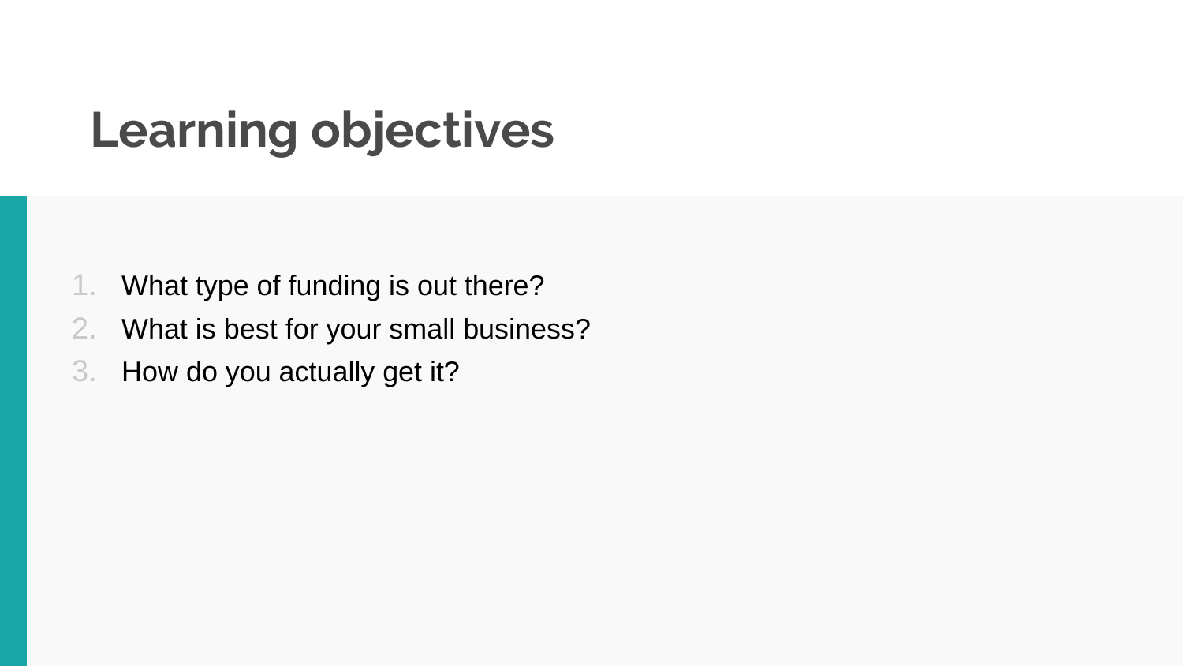# Learning objectives

1. What type of funding is out there?
2. What is best for your small business?
3. How do you actually get it?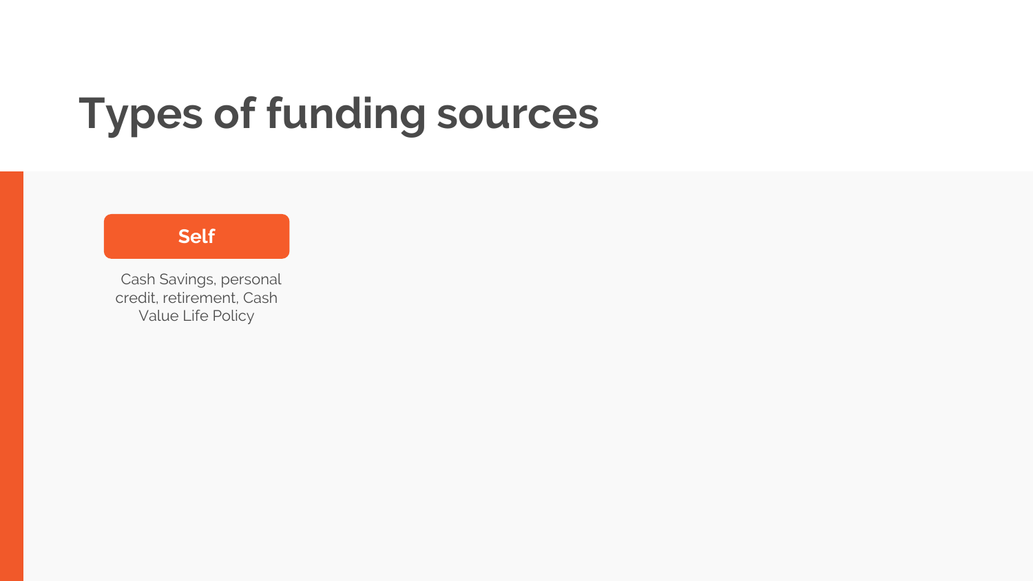# Types of funding sources

**Self**

Cash Savings, personal credit, retirement, Cash Value Life Policy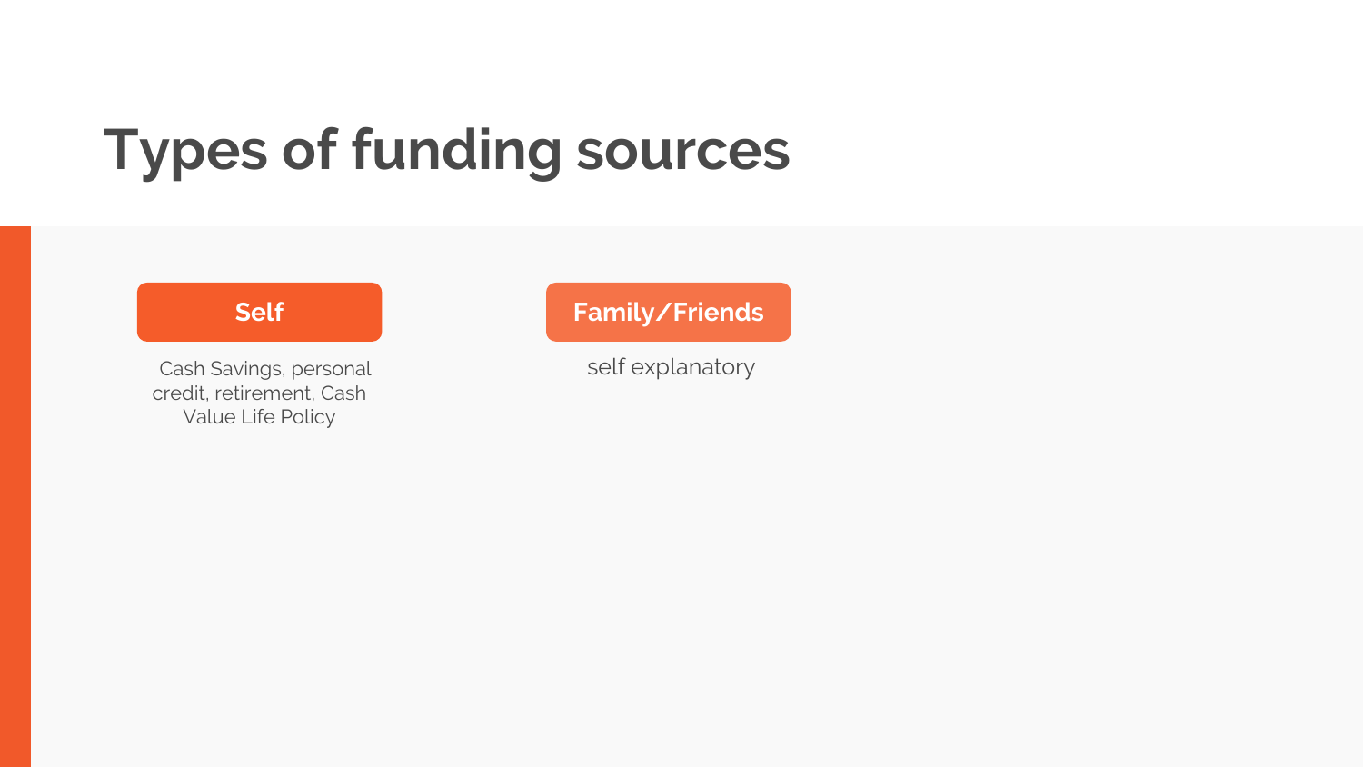# Types of funding sources

## Self

Cash Savings, personal credit, retirement, Cash Value Life Policy

## Family/Friends

self explanatory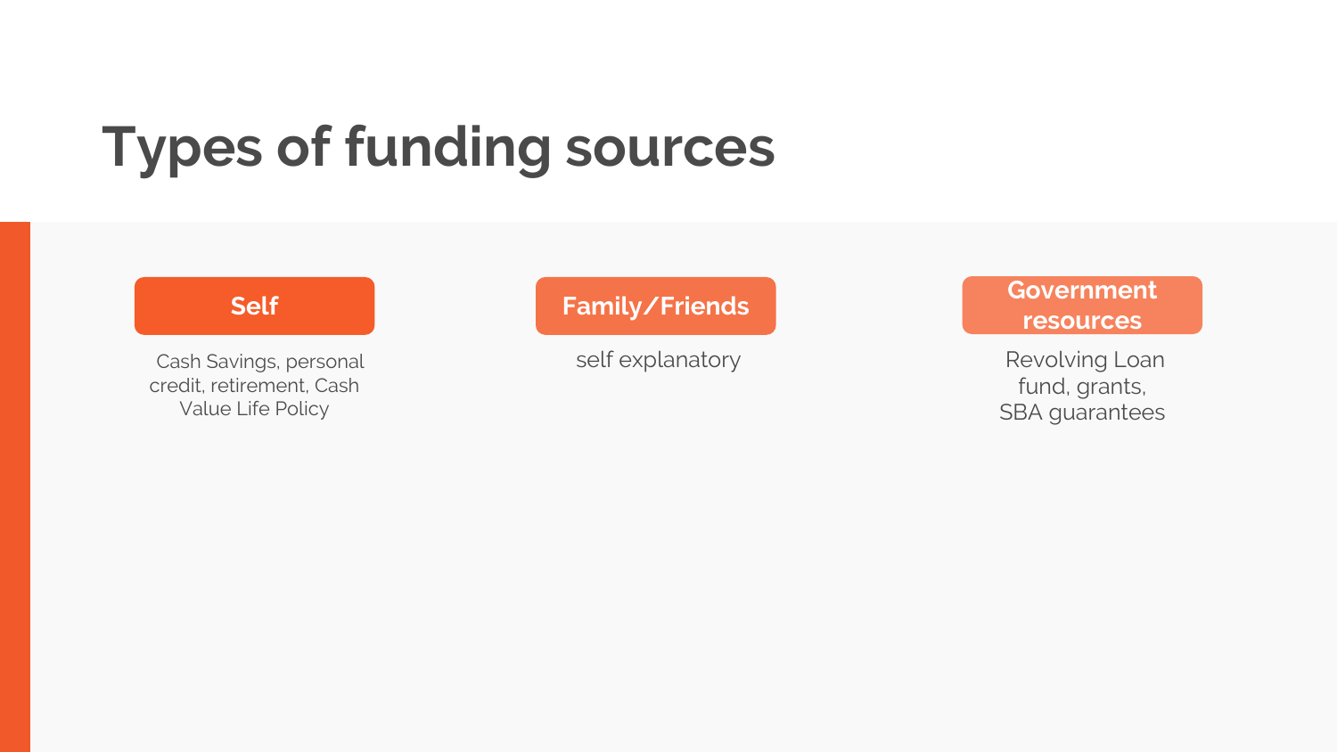# Types of funding sources

**Self**

Cash Savings, personal credit, retirement, Cash Value Life Policy

**Family/Friends**

self explanatory

**Government resources**

Revolving Loan fund, grants, SBA guarantees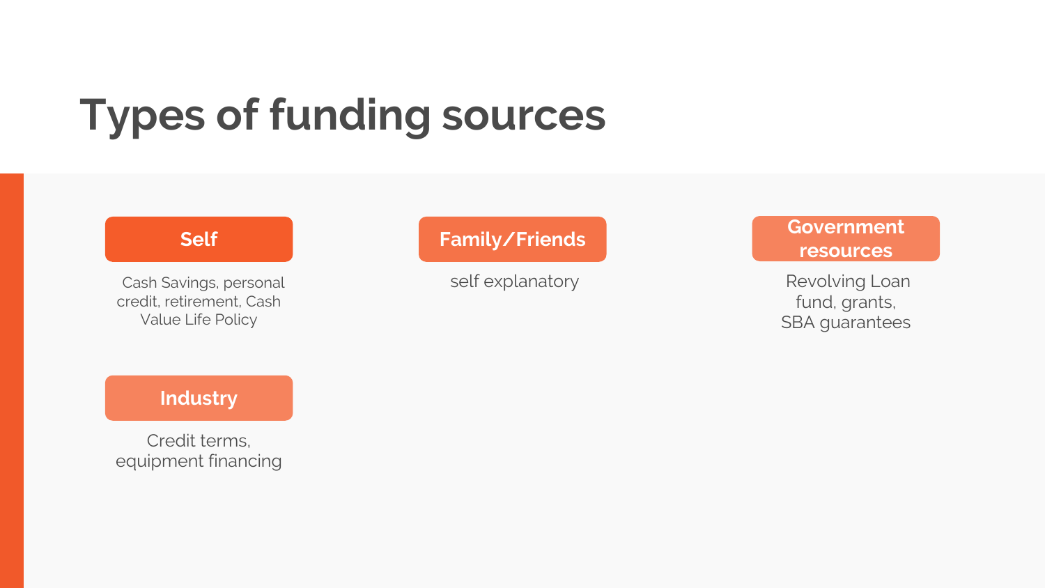# Types of funding sources

## Self

Cash Savings, personal credit, retirement, Cash Value Life Policy

## Family/Friends

self explanatory

## Government resources

Revolving Loan fund, grants, SBA guarantees

## Industry

Credit terms, equipment financing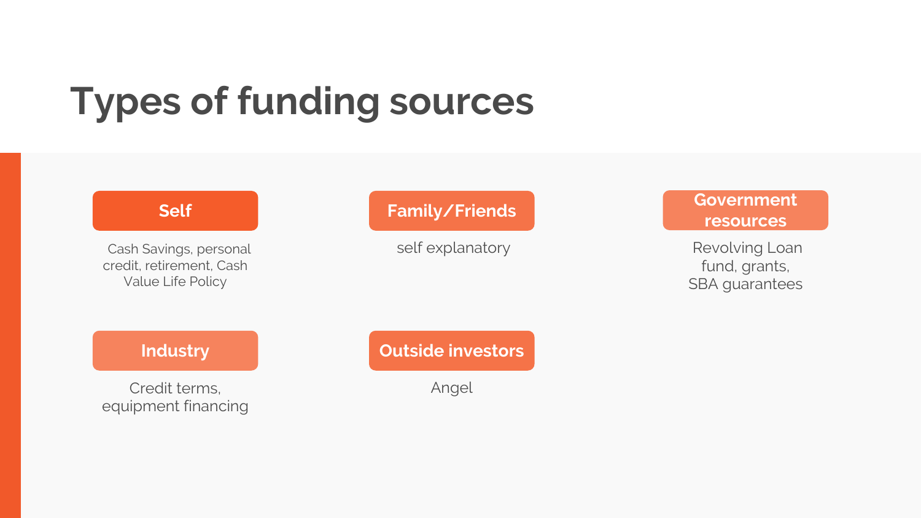# Types of funding sources

**Self**

Cash Savings, personal credit, retirement, Cash Value Life Policy

**Family/Friends**

self explanatory

**Government resources**

Revolving Loan fund, grants, SBA guarantees

**Industry**

Credit terms, equipment financing

**Outside investors**

Angel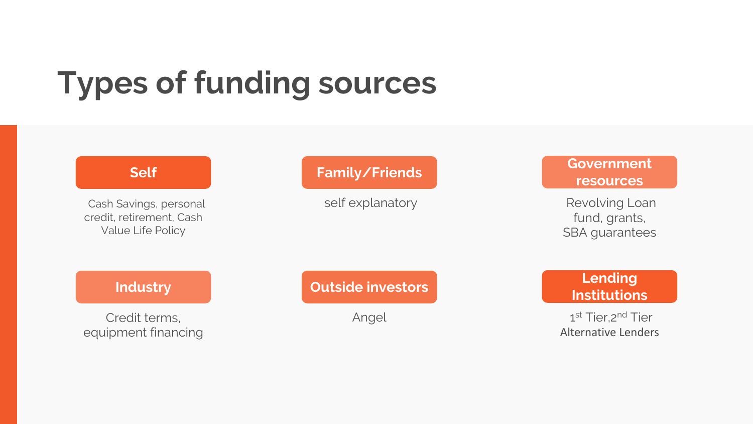# Types of funding sources

### Self

Cash Savings, personal credit, retirement, Cash Value Life Policy

### Family/Friends

self explanatory

### Government resources

Revolving Loan fund, grants, SBA guarantees

### Industry

Credit terms, equipment financing

### Outside investors

Angel

### Lending Institutions

1st Tier, 2nd Tier
Alternative Lenders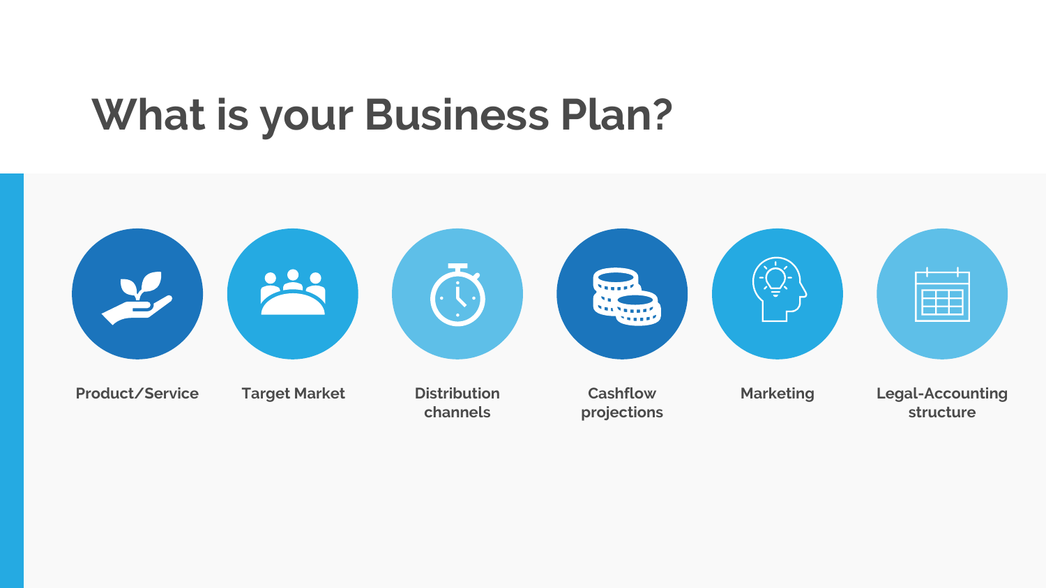# What is your Business Plan?

- Product/Service
- Target Market
- Distribution channels
- Cashflow projections
- Marketing
- Legal-Accounting structure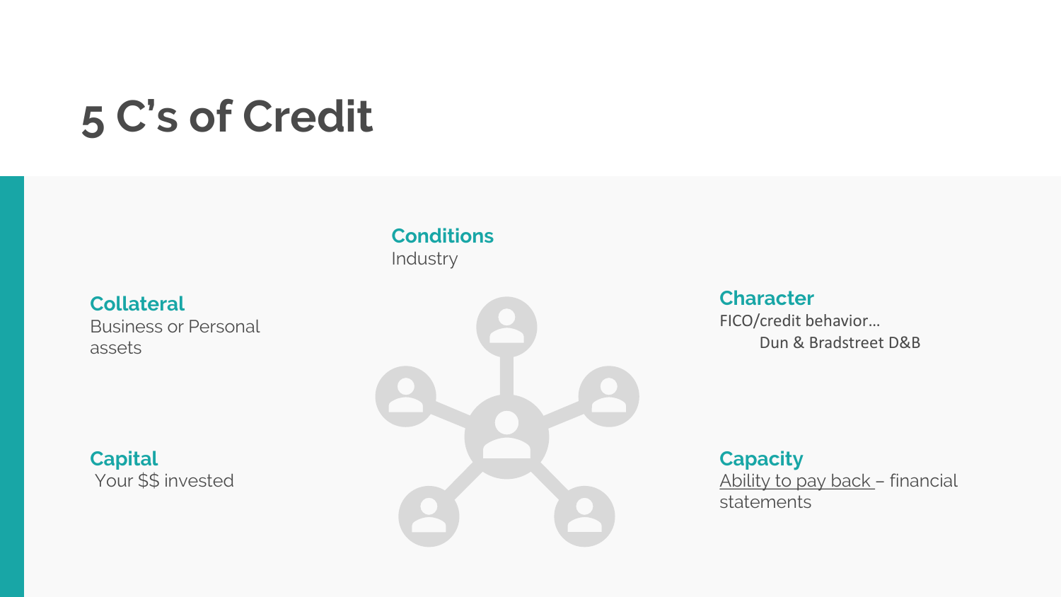# 5 C's of Credit

**Conditions**
Industry

**Collateral**
Business or Personal assets

**Character**
FICO/credit behavior…
Dun & Bradstreet D&B

**Capital**
Your $$ invested

**Capacity**
Ability to pay back – financial statements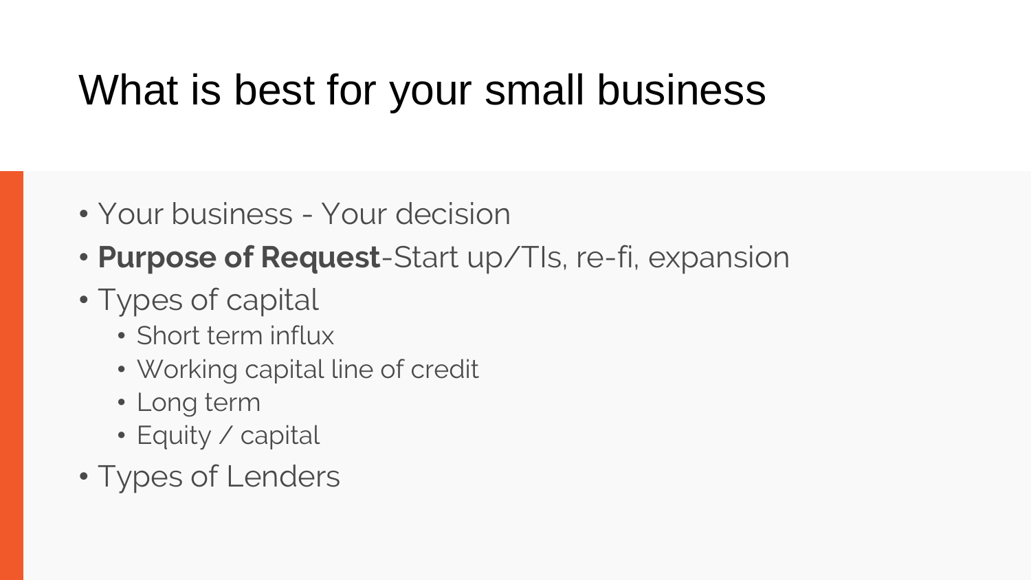# What is best for your small business

- Your business - Your decision
- **Purpose of Request**-Start up/TIs, re-fi, expansion
- Types of capital
  - Short term influx
  - Working capital line of credit
  - Long term
  - Equity / capital
- Types of Lenders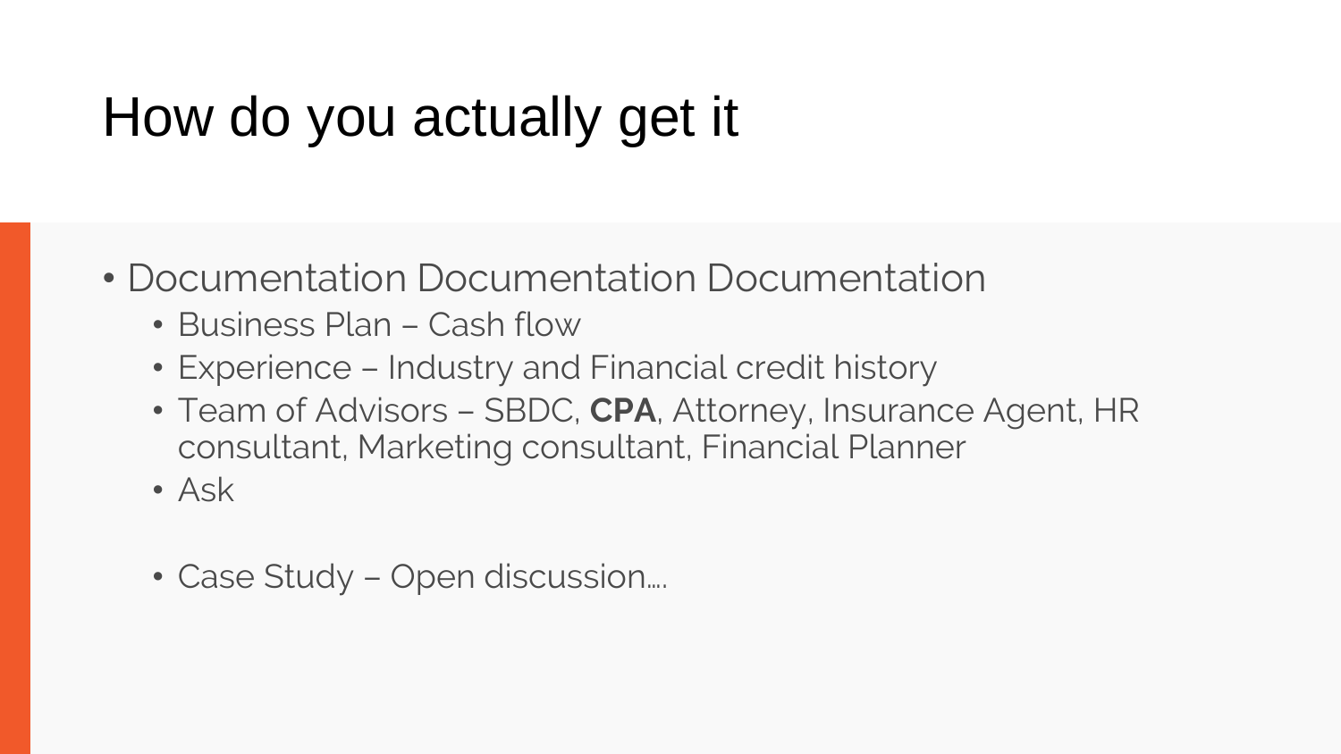# How do you actually get it

- Documentation Documentation Documentation
  - Business Plan – Cash flow
  - Experience – Industry and Financial credit history
  - Team of Advisors – SBDC, **CPA**, Attorney, Insurance Agent, HR consultant, Marketing consultant, Financial Planner
  - Ask
  - Case Study – Open discussion….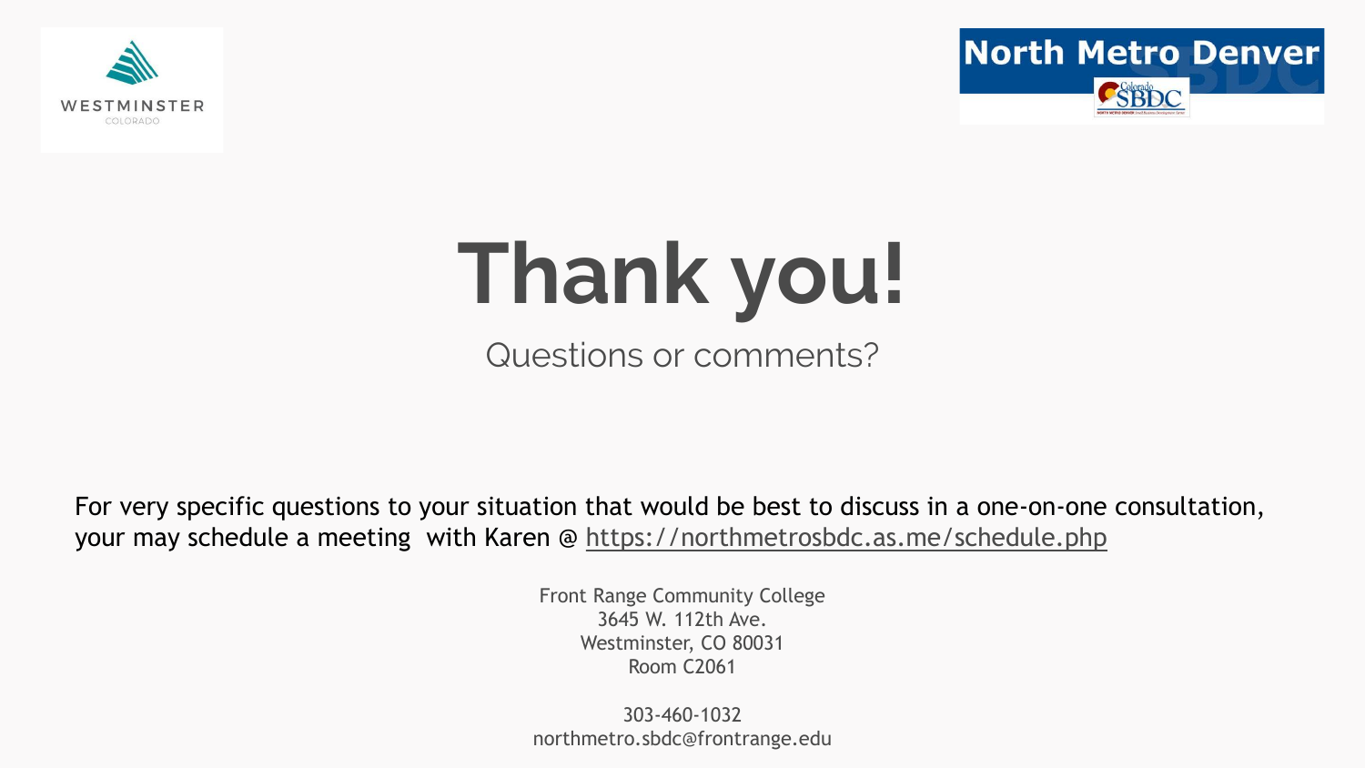WESTMINSTER
COLORADO

North Metro Denver
Colorado SBDC

# Thank you!

Questions or comments?

For very specific questions to your situation that would be best to discuss in a one-on-one consultation, your may schedule a meeting with Karen @ https://northmetrosbdc.as.me/schedule.php

Front Range Community College
3645 W. 112th Ave.
Westminster, CO 80031
Room C2061

303-460-1032
northmetro.sbdc@frontrange.edu